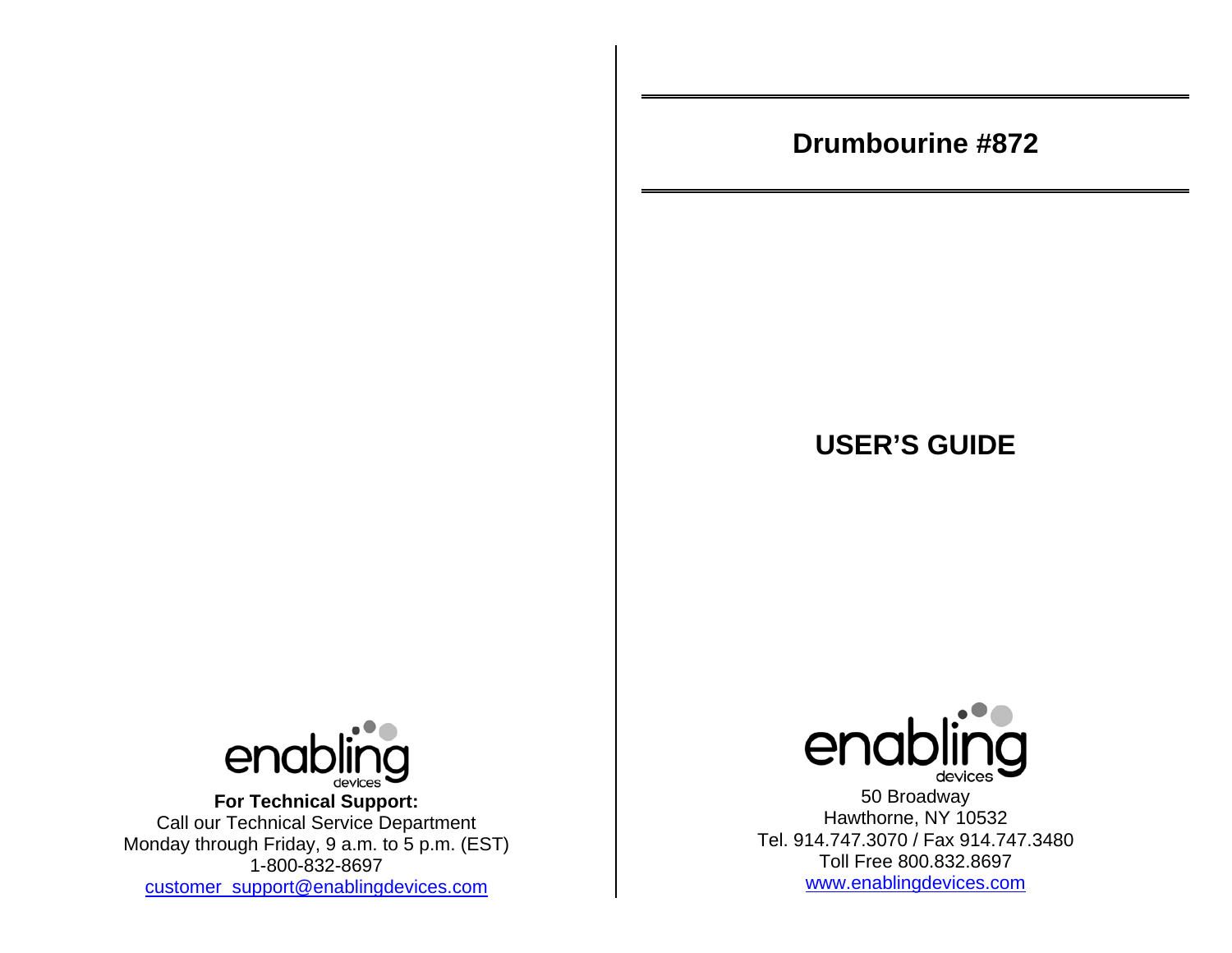# Drumbourine #872

## USER'S GUIDE

enabling devices

50 Broadway
Hawthorne, NY 10532
Tel. 914.747.3070 / Fax 914.747.3480
Toll Free 800.832.8697
www.enablingdevices.com

enabling devices

**For Technical Support:**
Call our Technical Service Department
Monday through Friday, 9 a.m. to 5 p.m. (EST)
1-800-832-8697
customer_support@enablingdevices.com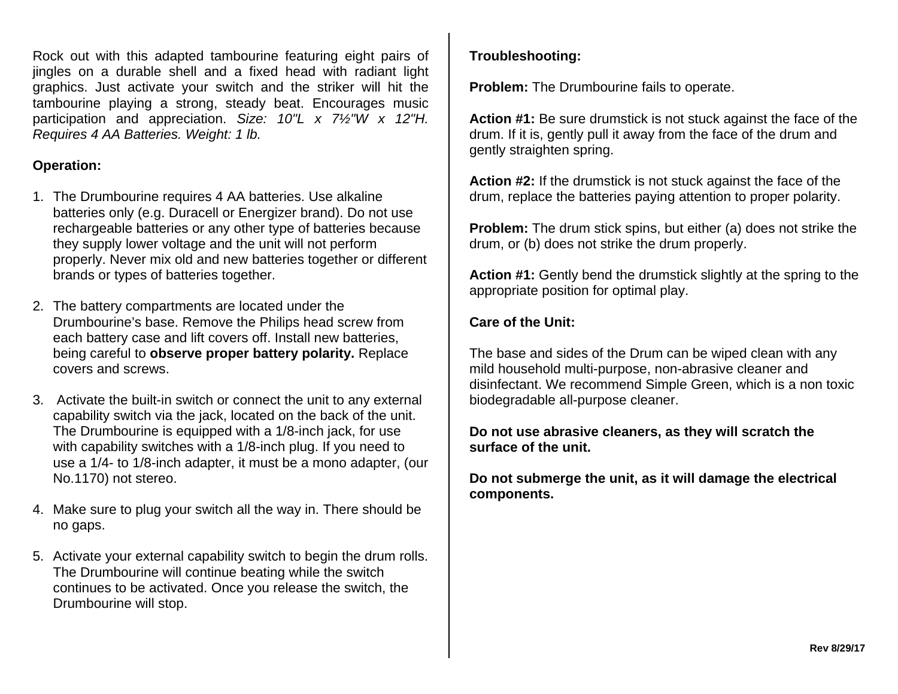Rock out with this adapted tambourine featuring eight pairs of jingles on a durable shell and a fixed head with radiant light graphics. Just activate your switch and the striker will hit the tambourine playing a strong, steady beat. Encourages music participation and appreciation. *Size: 10"L x 7½"W x 12"H. Requires 4 AA Batteries. Weight: 1 lb.*

**Operation:**

1. The Drumbourine requires 4 AA batteries. Use alkaline batteries only (e.g. Duracell or Energizer brand). Do not use rechargeable batteries or any other type of batteries because they supply lower voltage and the unit will not perform properly. Never mix old and new batteries together or different brands or types of batteries together.

2. The battery compartments are located under the Drumbourine's base. Remove the Philips head screw from each battery case and lift covers off. Install new batteries, being careful to **observe proper battery polarity.** Replace covers and screws.

3. Activate the built-in switch or connect the unit to any external capability switch via the jack, located on the back of the unit. The Drumbourine is equipped with a 1/8-inch jack, for use with capability switches with a 1/8-inch plug. If you need to use a 1/4- to 1/8-inch adapter, it must be a mono adapter, (our No.1170) not stereo.

4. Make sure to plug your switch all the way in. There should be no gaps.

5. Activate your external capability switch to begin the drum rolls. The Drumbourine will continue beating while the switch continues to be activated. Once you release the switch, the Drumbourine will stop.

**Troubleshooting:**

**Problem:** The Drumbourine fails to operate.

**Action #1:** Be sure drumstick is not stuck against the face of the drum. If it is, gently pull it away from the face of the drum and gently straighten spring.

**Action #2:** If the drumstick is not stuck against the face of the drum, replace the batteries paying attention to proper polarity.

**Problem:** The drum stick spins, but either (a) does not strike the drum, or (b) does not strike the drum properly.

**Action #1:** Gently bend the drumstick slightly at the spring to the appropriate position for optimal play.

**Care of the Unit:**

The base and sides of the Drum can be wiped clean with any mild household multi-purpose, non-abrasive cleaner and disinfectant. We recommend Simple Green, which is a non toxic biodegradable all-purpose cleaner.

**Do not use abrasive cleaners, as they will scratch the surface of the unit.**

**Do not submerge the unit, as it will damage the electrical components.**

**Rev 8/29/17**